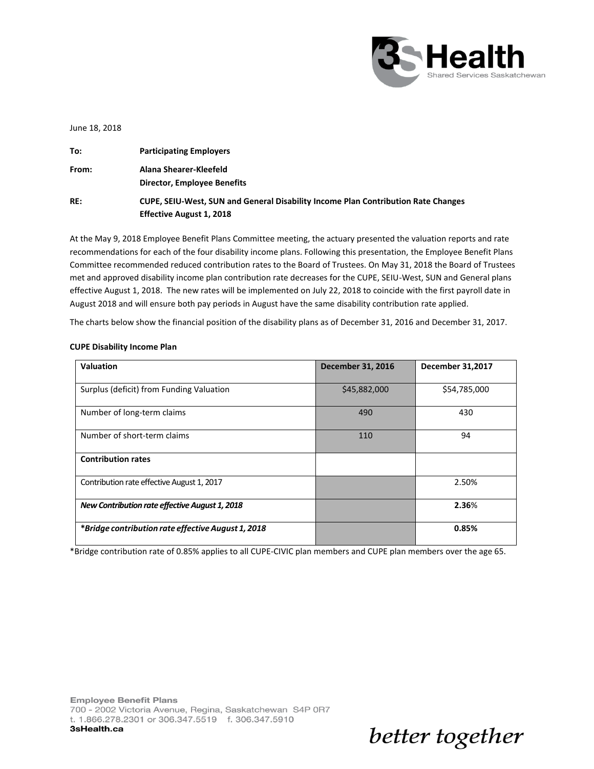June 18, 2018

**To:** **Participating Employers**

**From:** **Alana Shearer-Kleefeld**
**Director, Employee Benefits**

**RE:** **CUPE, SEIU-West, SUN and General Disability Income Plan Contribution Rate Changes Effective August 1, 2018**

At the May 9, 2018 Employee Benefit Plans Committee meeting, the actuary presented the valuation reports and rate recommendations for each of the four disability income plans. Following this presentation, the Employee Benefit Plans Committee recommended reduced contribution rates to the Board of Trustees. On May 31, 2018 the Board of Trustees met and approved disability income plan contribution rate decreases for the CUPE, SEIU-West, SUN and General plans effective August 1, 2018. The new rates will be implemented on July 22, 2018 to coincide with the first payroll date in August 2018 and will ensure both pay periods in August have the same disability contribution rate applied.

The charts below show the financial position of the disability plans as of December 31, 2016 and December 31, 2017.

**CUPE Disability Income Plan**

| **Valuation** | **December 31, 2016** | **December 31,2017** |
|---|---|---|
| Surplus (deficit) from Funding Valuation | $45,882,000 | $54,785,000 |
| Number of long-term claims | 490 | 430 |
| Number of short-term claims | 110 | 94 |
| **Contribution rates** | | |
| Contribution rate effective August 1, 2017 | | 2.50% |
| ***New Contribution rate effective August 1, 2018*** | | **2.36**% |
| ***\*Bridge contribution rate effective August 1, 2018*** | | **0.85%** |

*Bridge contribution rate of 0.85% applies to all CUPE-CIVIC plan members and CUPE plan members over the age 65.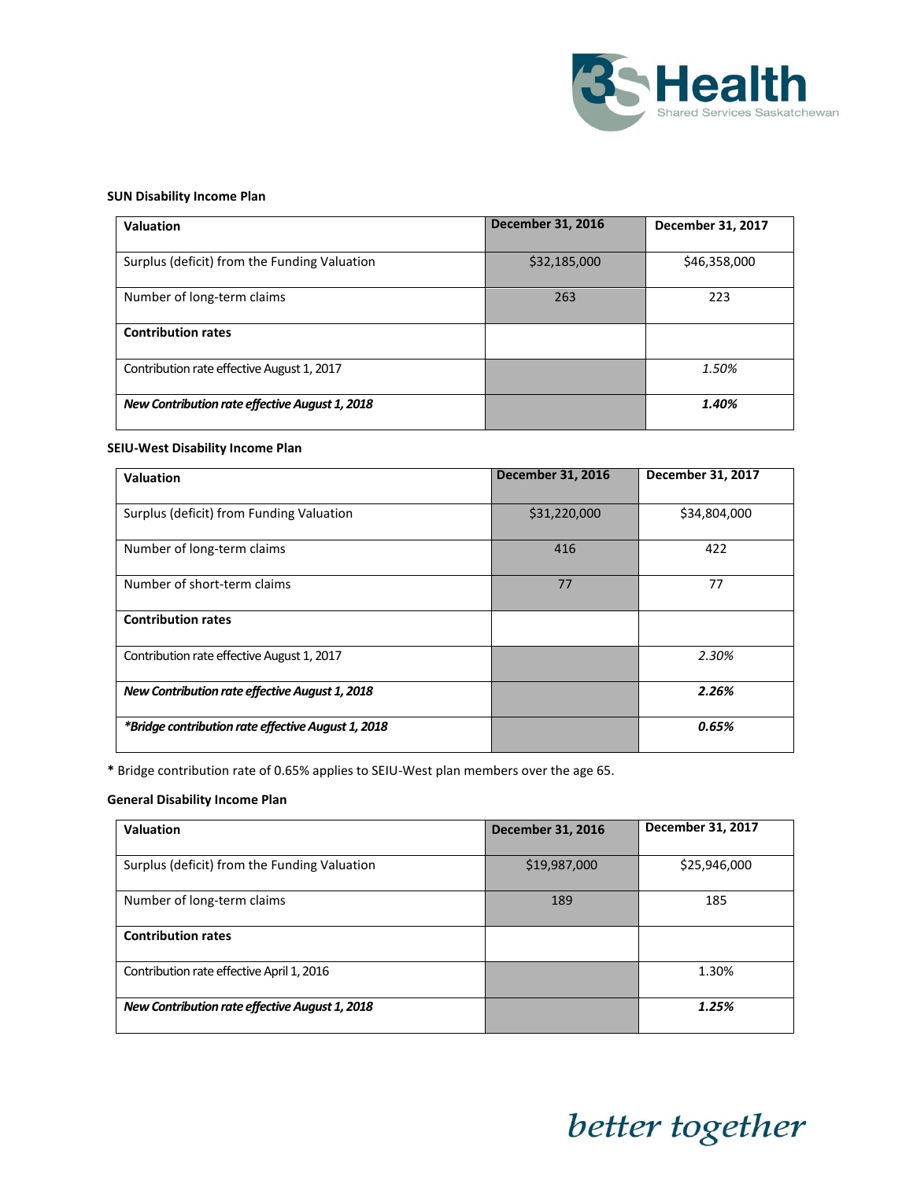**SUN Disability Income Plan**

| **Valuation** | **December 31, 2016** | **December 31, 2017** |
|---|---|---|
| Surplus (deficit) from the Funding Valuation | $32,185,000 | $46,358,000 |
| Number of long-term claims | 263 | 223 |
| **Contribution rates** | | |
| Contribution rate effective August 1, 2017 | | *1.50%* |
| ***New Contribution rate effective August 1, 2018*** | | ***1.40%*** |

**SEIU-West Disability Income Plan**

| **Valuation** | **December 31, 2016** | **December 31, 2017** |
|---|---|---|
| Surplus (deficit) from Funding Valuation | $31,220,000 | $34,804,000 |
| Number of long-term claims | 416 | 422 |
| Number of short-term claims | 77 | 77 |
| **Contribution rates** | | |
| Contribution rate effective August 1, 2017 | | *2.30%* |
| ***New Contribution rate effective August 1, 2018*** | | ***2.26%*** |
| ***\*Bridge contribution rate effective August 1, 2018*** | | ***0.65%*** |

**\*** Bridge contribution rate of 0.65% applies to SEIU-West plan members over the age 65.

**General Disability Income Plan**

| **Valuation** | **December 31, 2016** | **December 31, 2017** |
|---|---|---|
| Surplus (deficit) from the Funding Valuation | $19,987,000 | $25,946,000 |
| Number of long-term claims | 189 | 185 |
| **Contribution rates** | | |
| Contribution rate effective April 1, 2016 | | 1.30% |
| ***New Contribution rate effective August 1, 2018*** | | ***1.25%*** |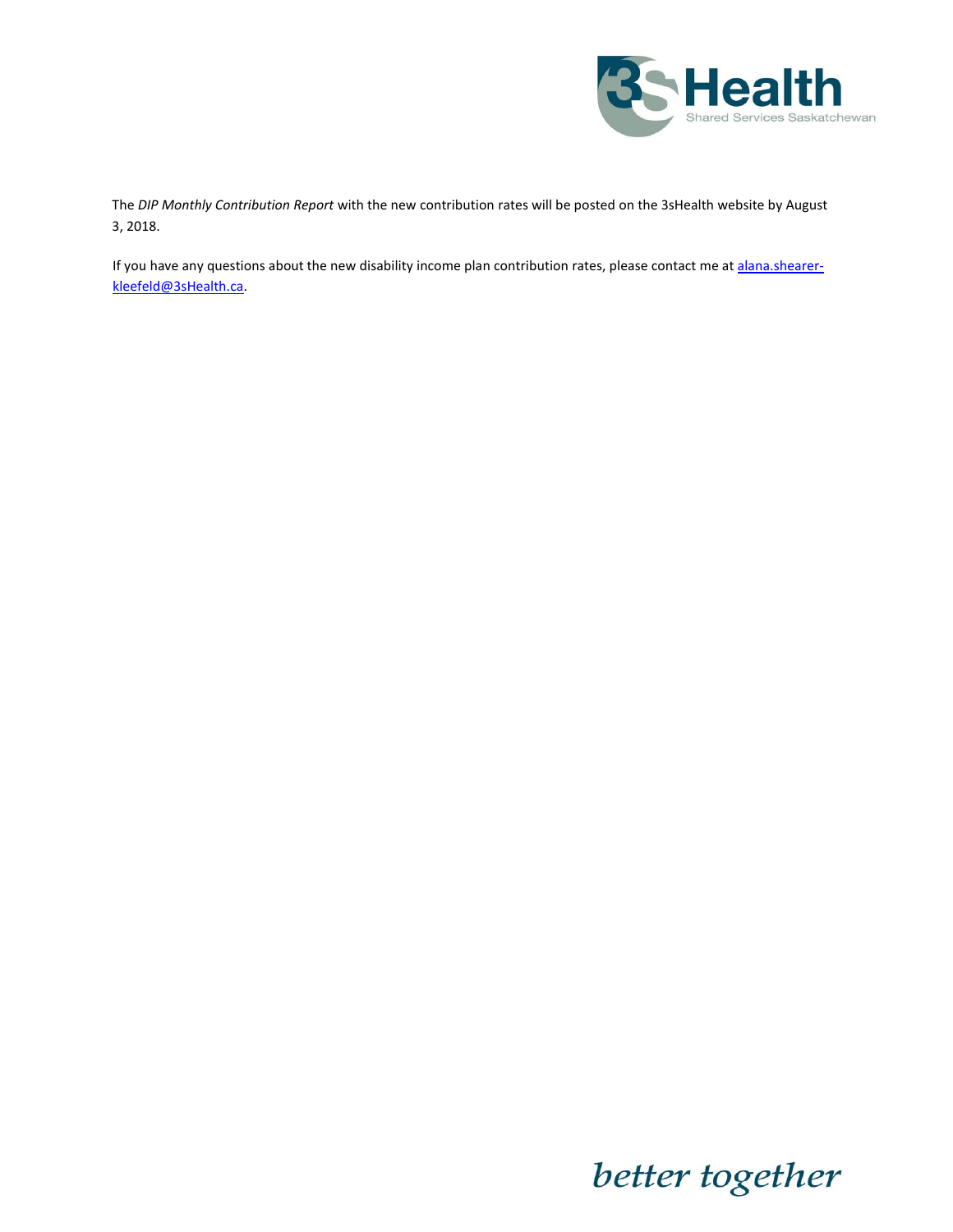The *DIP Monthly Contribution Report* with the new contribution rates will be posted on the 3sHealth website by August 3, 2018.

If you have any questions about the new disability income plan contribution rates, please contact me at alana.shearer-kleefeld@3sHealth.ca.